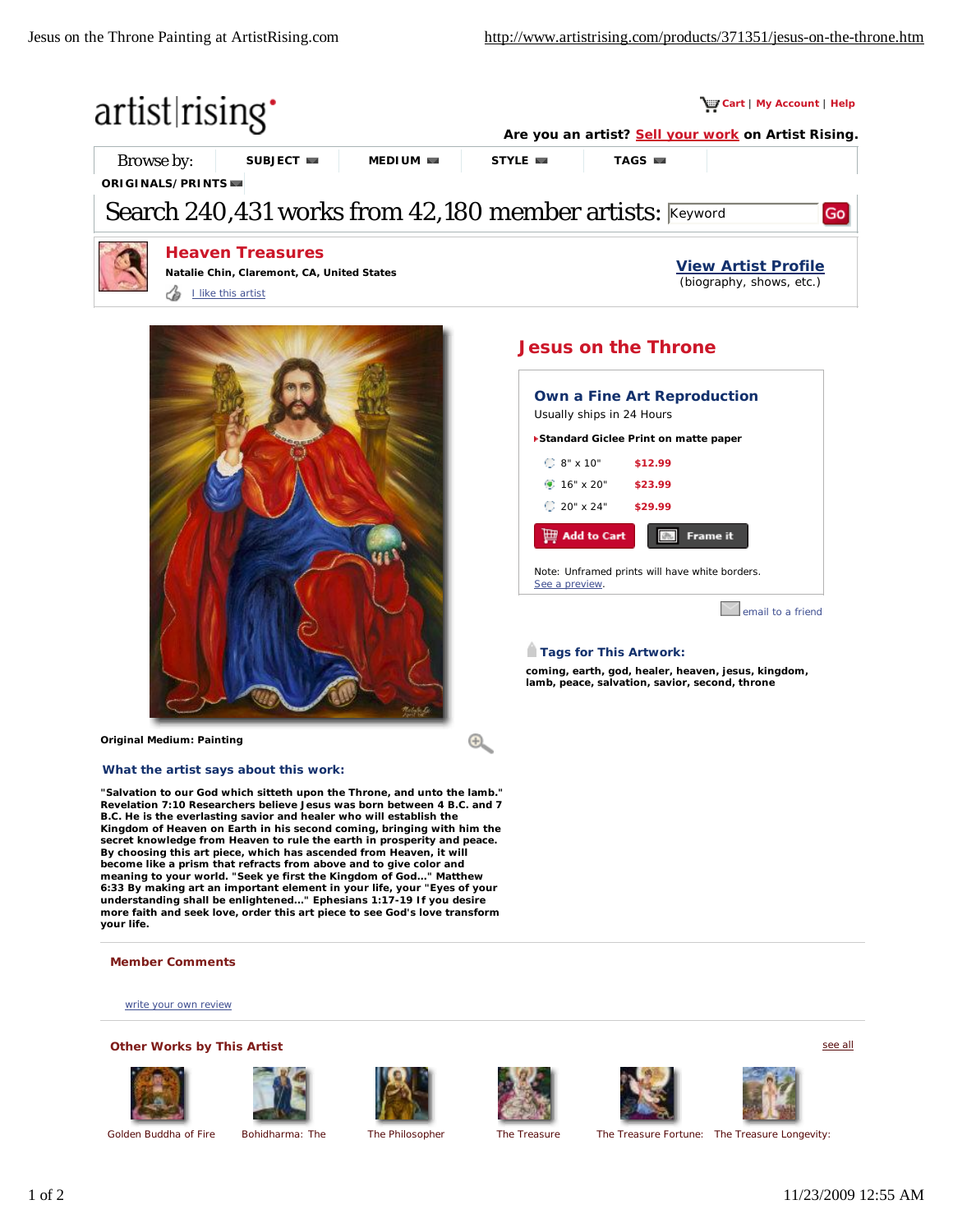artist|rising

Cart | My Account | Help

Are you an artist? Sell your work on Artist Rising.

Browse by: SUBJECT | MEDIUM | STYLE | TAGS | ORIGINALS/PRINTS

Search 240,431 works from 42,180 member artists: Keyword Go

## Heaven Treasures

**Natalie Chin, Claremont, CA, United States**

I like this artist

**View Artist Profile**
(biography, shows, etc.)

# Jesus on the Throne

### Own a Fine Art Reproduction

Usually ships in 24 Hours

**Standard Giclee Print on matte paper**

| Size | Price |
|---|---|
| 8" x 10" | $12.99 |
| 16" x 20" | $23.99 |
| 20" x 24" | $29.99 |

Add to Cart | Frame it

Note: Unframed prints will have white borders.
See a preview.

email to a friend

**Tags for This Artwork:**

**coming, earth, god, healer, heaven, jesus, kingdom, lamb, peace, salvation, savior, second, throne**

**Original Medium: Painting**

### What the artist says about this work:

**"Salvation to our God which sitteth upon the Throne, and unto the lamb." Revelation 7:10 Researchers believe Jesus was born between 4 B.C. and 7 B.C. He is the everlasting savior and healer who will establish the Kingdom of Heaven on Earth in his second coming, bringing with him the secret knowledge from Heaven to rule the earth in prosperity and peace. By choosing this art piece, which has ascended from Heaven, it will become like a prism that refracts from above and to give color and meaning to your world. "Seek ye first the Kingdom of God..." Matthew 6:33 By making art an important element in your life, your "Eyes of your understanding shall be enlightened..." Ephesians 1:17-19 If you desire more faith and seek love, order this art piece to see God's love transform your life.**

### Member Comments

write your own review

### Other Works by This Artist

see all

Golden Buddha of Fire | Bohidharma: The | The Philosopher | The Treasure | The Treasure Fortune: | The Treasure Longevity: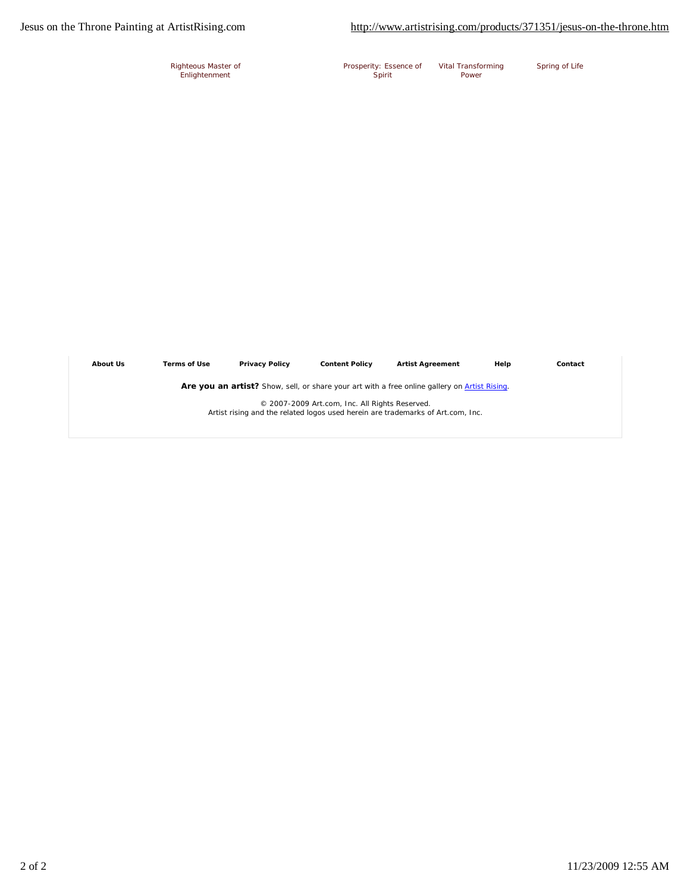Righteous Master of Enlightenment

Prosperity: Essence of Spirit

Vital Transforming Power

Spring of Life

**About Us** | **Terms of Use** | **Privacy Policy** | **Content Policy** | **Artist Agreement** | **Help** | **Contact**

**Are you an artist?** Show, sell, or share your art with a free online gallery on Artist Rising.

© 2007-2009 Art.com, Inc. All Rights Reserved.
Artist rising and the related logos used herein are trademarks of Art.com, Inc.